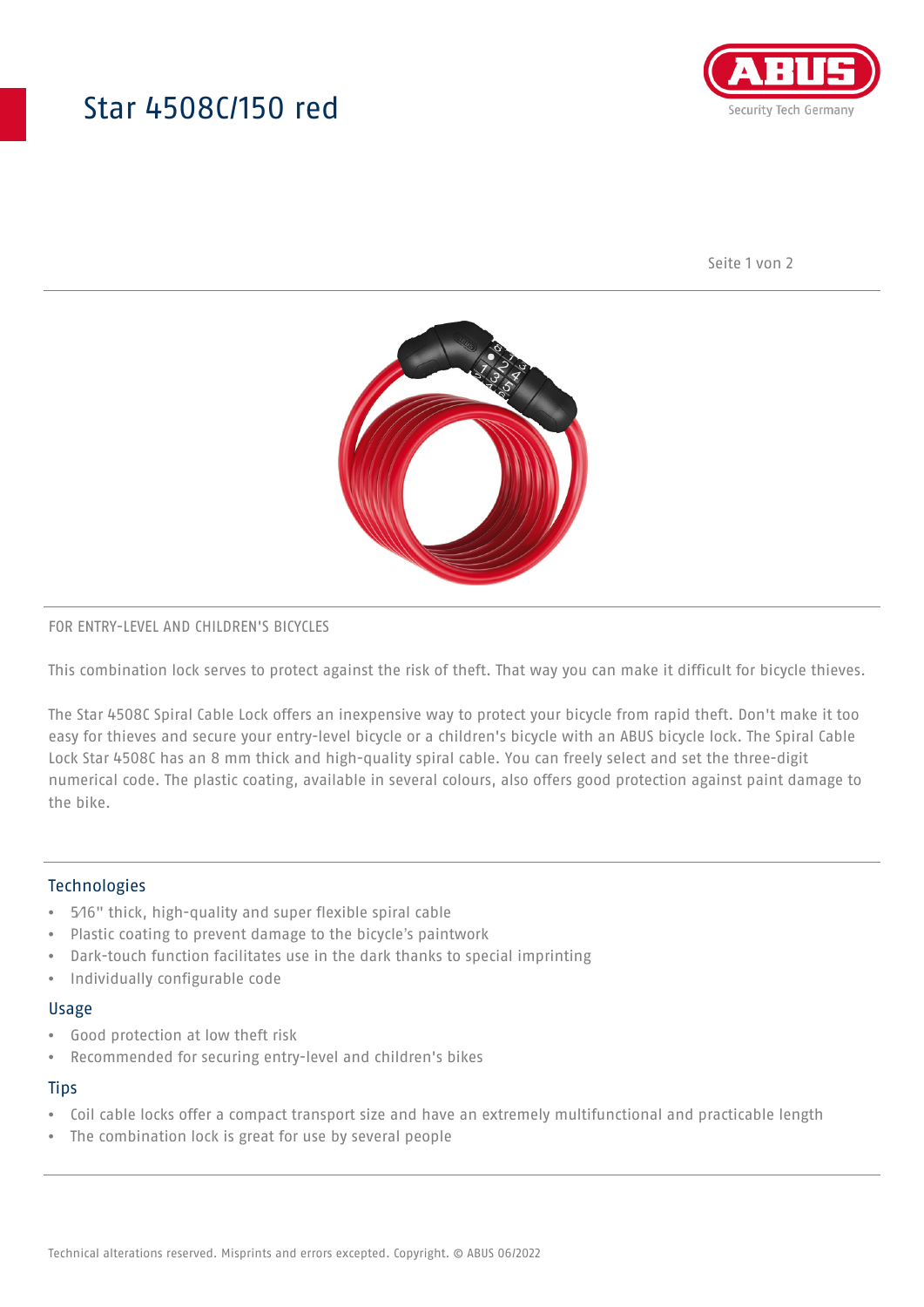# Star 4508C/150 red

FOR ENTRY-LEVEL AND CHILDREN'S BICYCLES

This combination lock serves to protect against the risk of theft. That way you can make it difficult for bicycle thieves.

The Star 4508C Spiral Cable Lock offers an inexpensive way to protect your bicycle from rapid theft. Don't make it too easy for thieves and secure your entry-level bicycle or a children's bicycle with an ABUS bicycle lock. The Spiral Cable Lock Star 4508C has an 8 mm thick and high-quality spiral cable. You can freely select and set the three-digit numerical code. The plastic coating, available in several colours, also offers good protection against paint damage to the bike.

## Technologies

- 5⁄16" thick, high-quality and super flexible spiral cable
- Plastic coating to prevent damage to the bicycle's paintwork
- Dark-touch function facilitates use in the dark thanks to special imprinting
- Individually configurable code

## Usage

- Good protection at low theft risk
- Recommended for securing entry-level and children's bikes

## Tips

- Coil cable locks offer a compact transport size and have an extremely multifunctional and practicable length
- The combination lock is great for use by several people

Technical alterations reserved. Misprints and errors excepted. Copyright. © ABUS 06/2022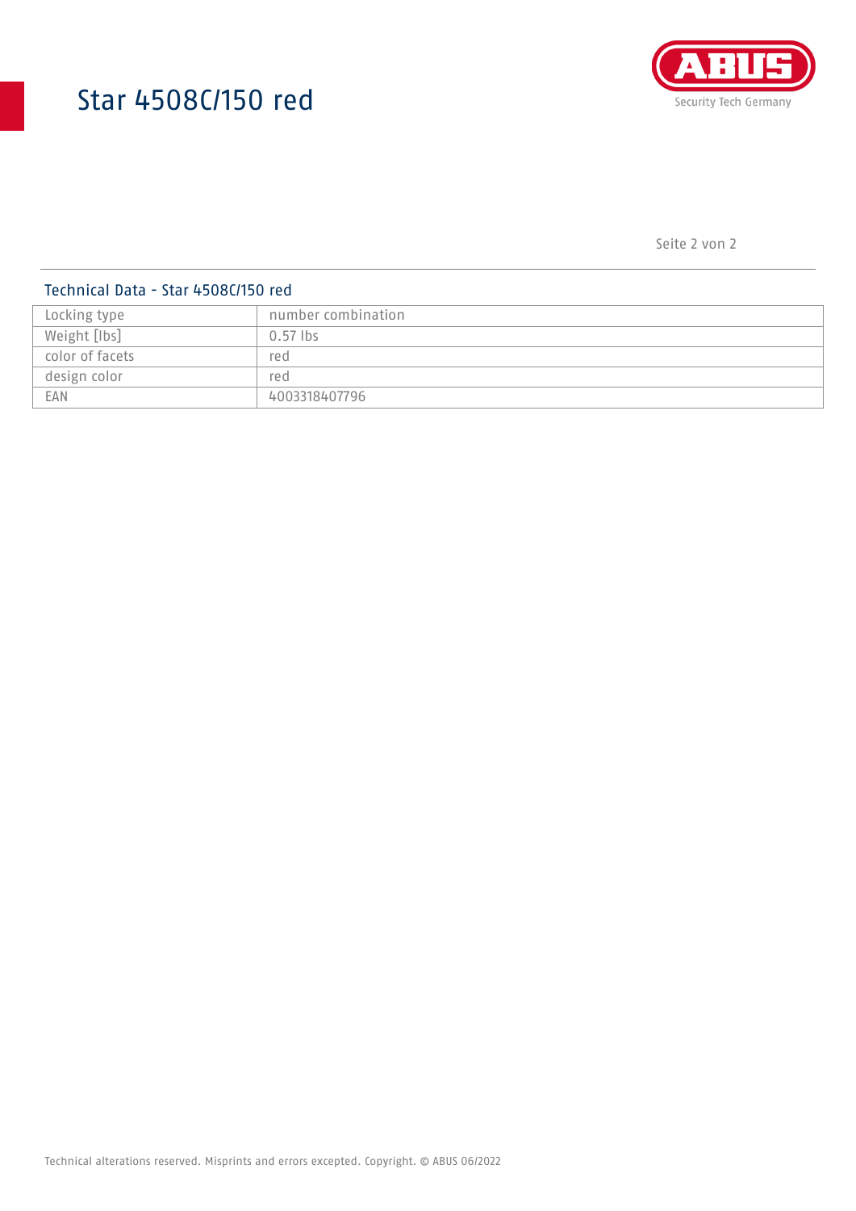# Star 4508C/150 red

## Technical Data - Star 4508C/150 red

| | |
|---|---|
| Locking type | number combination |
| Weight [lbs] | 0.57 lbs |
| color of facets | red |
| design color | red |
| EAN | 4003318407796 |

Technical alterations reserved. Misprints and errors excepted. Copyright. © ABUS 06/2022